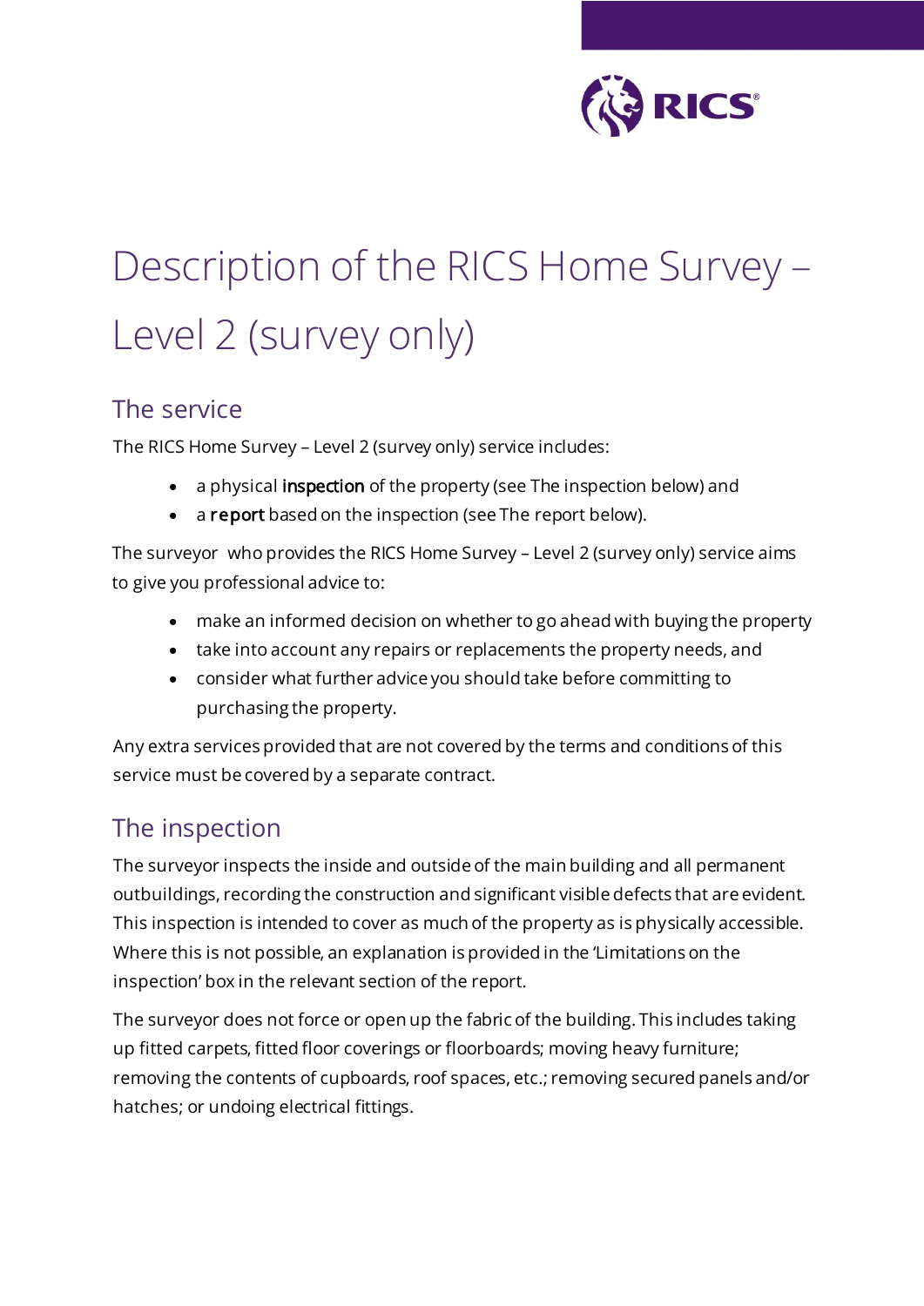# Description of the RICS Home Survey – Level 2 (survey only)

## The service

The RICS Home Survey – Level 2 (survey only) service includes:

- a physical **inspection** of the property (see The inspection below) and
- a **report** based on the inspection (see The report below).

The surveyor who provides the RICS Home Survey – Level 2 (survey only) service aims to give you professional advice to:

- make an informed decision on whether to go ahead with buying the property
- take into account any repairs or replacements the property needs, and
- consider what further advice you should take before committing to purchasing the property.

Any extra services provided that are not covered by the terms and conditions of this service must be covered by a separate contract.

## The inspection

The surveyor inspects the inside and outside of the main building and all permanent outbuildings, recording the construction and significant visible defects that are evident. This inspection is intended to cover as much of the property as is physically accessible. Where this is not possible, an explanation is provided in the 'Limitations on the inspection' box in the relevant section of the report.

The surveyor does not force or open up the fabric of the building. This includes taking up fitted carpets, fitted floor coverings or floorboards; moving heavy furniture; removing the contents of cupboards, roof spaces, etc.; removing secured panels and/or hatches; or undoing electrical fittings.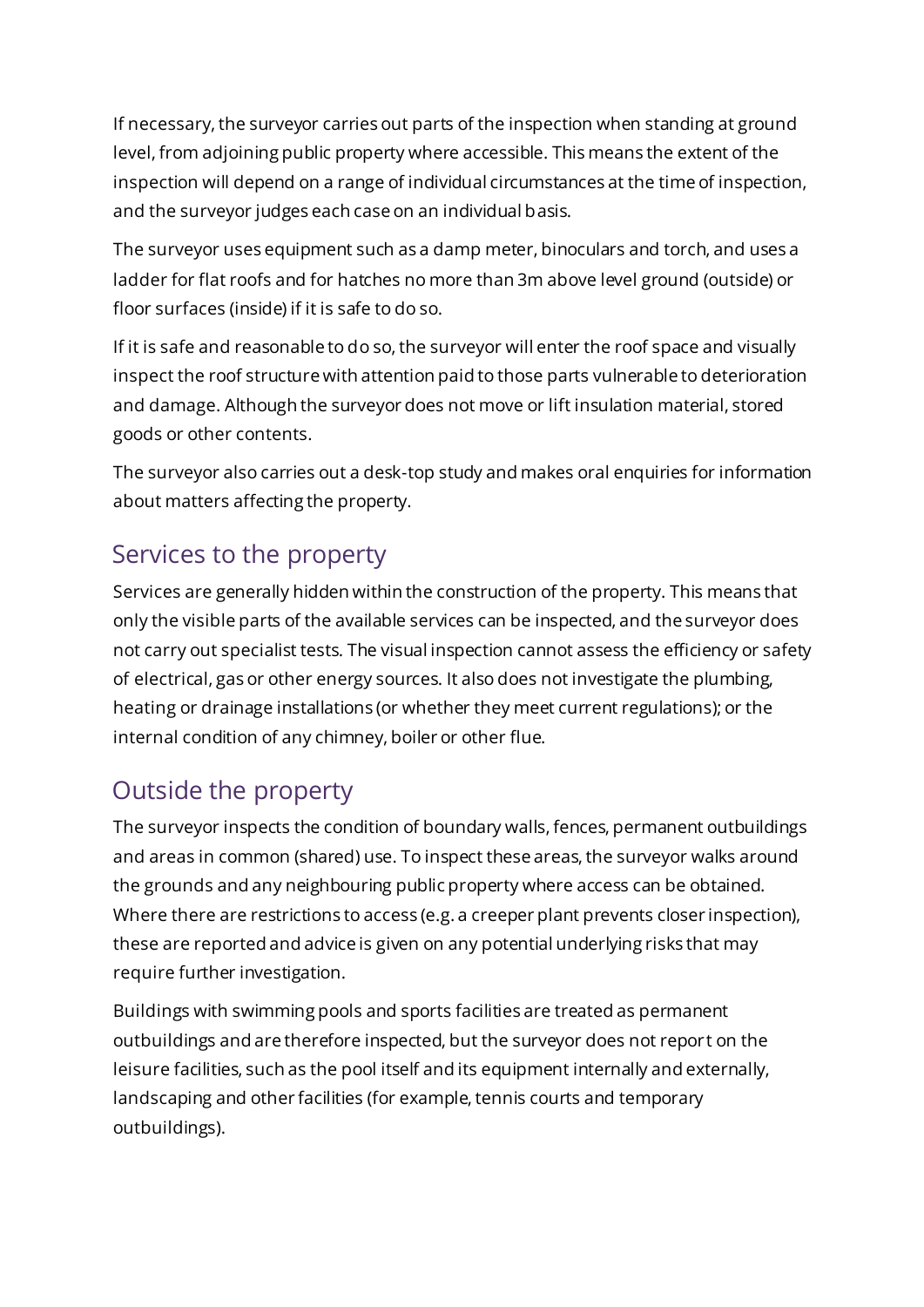If necessary, the surveyor carries out parts of the inspection when standing at ground level, from adjoining public property where accessible. This means the extent of the inspection will depend on a range of individual circumstances at the time of inspection, and the surveyor judges each case on an individual basis.

The surveyor uses equipment such as a damp meter, binoculars and torch, and uses a ladder for flat roofs and for hatches no more than 3m above level ground (outside) or floor surfaces (inside) if it is safe to do so.

If it is safe and reasonable to do so, the surveyor will enter the roof space and visually inspect the roof structure with attention paid to those parts vulnerable to deterioration and damage. Although the surveyor does not move or lift insulation material, stored goods or other contents.

The surveyor also carries out a desk-top study and makes oral enquiries for information about matters affecting the property.

## Services to the property

Services are generally hidden within the construction of the property. This means that only the visible parts of the available services can be inspected, and the surveyor does not carry out specialist tests. The visual inspection cannot assess the efficiency or safety of electrical, gas or other energy sources. It also does not investigate the plumbing, heating or drainage installations (or whether they meet current regulations); or the internal condition of any chimney, boiler or other flue.

## Outside the property

The surveyor inspects the condition of boundary walls, fences, permanent outbuildings and areas in common (shared) use. To inspect these areas, the surveyor walks around the grounds and any neighbouring public property where access can be obtained. Where there are restrictions to access (e.g. a creeper plant prevents closer inspection), these are reported and advice is given on any potential underlying risks that may require further investigation.

Buildings with swimming pools and sports facilities are treated as permanent outbuildings and are therefore inspected, but the surveyor does not report on the leisure facilities, such as the pool itself and its equipment internally and externally, landscaping and other facilities (for example, tennis courts and temporary outbuildings).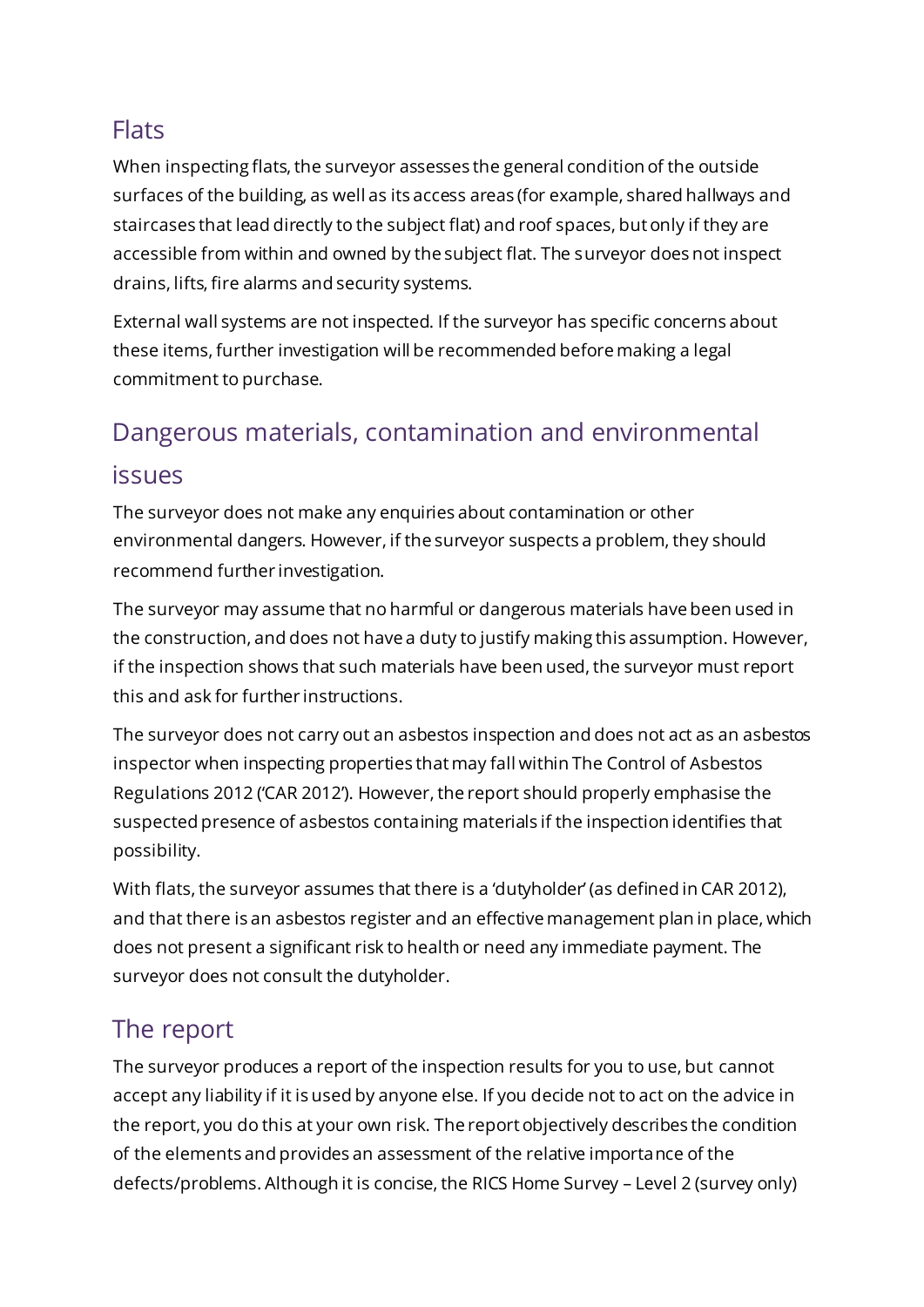## Flats

When inspecting flats, the surveyor assesses the general condition of the outside surfaces of the building, as well as its access areas (for example, shared hallways and staircases that lead directly to the subject flat) and roof spaces, but only if they are accessible from within and owned by the subject flat. The surveyor does not inspect drains, lifts, fire alarms and security systems.

External wall systems are not inspected. If the surveyor has specific concerns about these items, further investigation will be recommended before making a legal commitment to purchase.

## Dangerous materials, contamination and environmental issues

The surveyor does not make any enquiries about contamination or other environmental dangers. However, if the surveyor suspects a problem, they should recommend further investigation.

The surveyor may assume that no harmful or dangerous materials have been used in the construction, and does not have a duty to justify making this assumption. However, if the inspection shows that such materials have been used, the surveyor must report this and ask for further instructions.

The surveyor does not carry out an asbestos inspection and does not act as an asbestos inspector when inspecting properties that may fall within The Control of Asbestos Regulations 2012 ('CAR 2012'). However, the report should properly emphasise the suspected presence of asbestos containing materials if the inspection identifies that possibility.

With flats, the surveyor assumes that there is a 'dutyholder' (as defined in CAR 2012), and that there is an asbestos register and an effective management plan in place, which does not present a significant risk to health or need any immediate payment. The surveyor does not consult the dutyholder.

## The report

The surveyor produces a report of the inspection results for you to use, but cannot accept any liability if it is used by anyone else. If you decide not to act on the advice in the report, you do this at your own risk. The report objectively describes the condition of the elements and provides an assessment of the relative importance of the defects/problems. Although it is concise, the RICS Home Survey – Level 2 (survey only)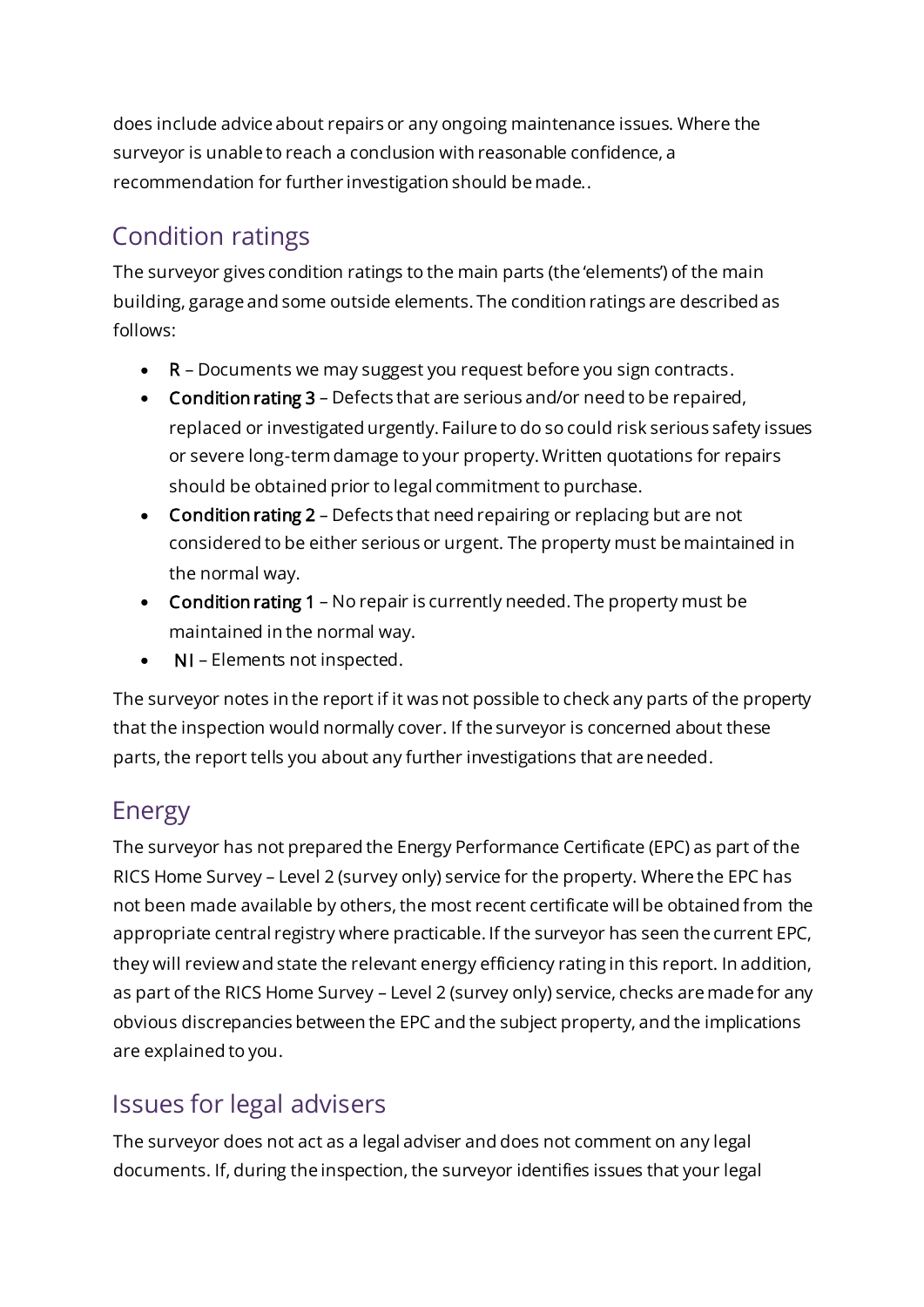does include advice about repairs or any ongoing maintenance issues. Where the surveyor is unable to reach a conclusion with reasonable confidence, a recommendation for further investigation should be made..

## Condition ratings

The surveyor gives condition ratings to the main parts (the 'elements') of the main building, garage and some outside elements. The condition ratings are described as follows:

- **R** – Documents we may suggest you request before you sign contracts.
- **Condition rating 3** – Defects that are serious and/or need to be repaired, replaced or investigated urgently. Failure to do so could risk serious safety issues or severe long-term damage to your property. Written quotations for repairs should be obtained prior to legal commitment to purchase.
- **Condition rating 2** – Defects that need repairing or replacing but are not considered to be either serious or urgent. The property must be maintained in the normal way.
- **Condition rating 1** – No repair is currently needed. The property must be maintained in the normal way.
- **NI** – Elements not inspected.

The surveyor notes in the report if it was not possible to check any parts of the property that the inspection would normally cover. If the surveyor is concerned about these parts, the report tells you about any further investigations that are needed.

## Energy

The surveyor has not prepared the Energy Performance Certificate (EPC) as part of the RICS Home Survey – Level 2 (survey only) service for the property. Where the EPC has not been made available by others, the most recent certificate will be obtained from the appropriate central registry where practicable. If the surveyor has seen the current EPC, they will review and state the relevant energy efficiency rating in this report. In addition, as part of the RICS Home Survey – Level 2 (survey only) service, checks are made for any obvious discrepancies between the EPC and the subject property, and the implications are explained to you.

## Issues for legal advisers

The surveyor does not act as a legal adviser and does not comment on any legal documents. If, during the inspection, the surveyor identifies issues that your legal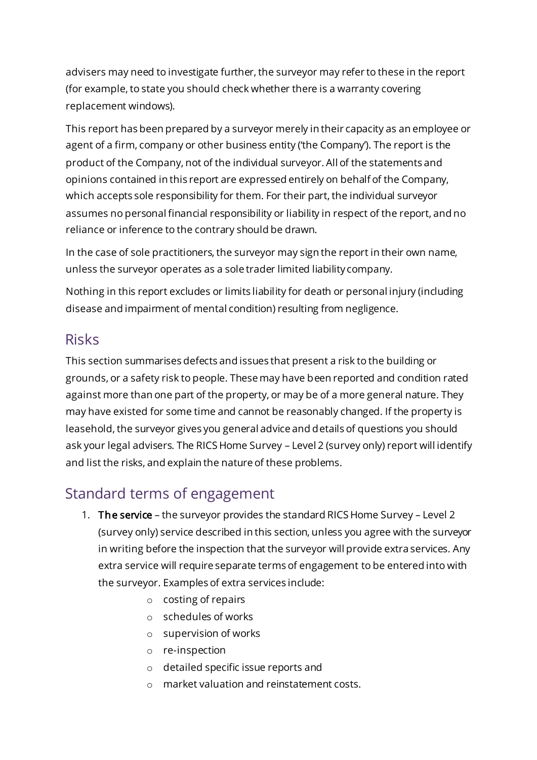advisers may need to investigate further, the surveyor may refer to these in the report (for example, to state you should check whether there is a warranty covering replacement windows).

This report has been prepared by a surveyor merely in their capacity as an employee or agent of a firm, company or other business entity ('the Company'). The report is the product of the Company, not of the individual surveyor. All of the statements and opinions contained in this report are expressed entirely on behalf of the Company, which accepts sole responsibility for them. For their part, the individual surveyor assumes no personal financial responsibility or liability in respect of the report, and no reliance or inference to the contrary should be drawn.

In the case of sole practitioners, the surveyor may sign the report in their own name, unless the surveyor operates as a sole trader limited liability company.

Nothing in this report excludes or limits liability for death or personal injury (including disease and impairment of mental condition) resulting from negligence.

## Risks

This section summarises defects and issues that present a risk to the building or grounds, or a safety risk to people. These may have been reported and condition rated against more than one part of the property, or may be of a more general nature. They may have existed for some time and cannot be reasonably changed. If the property is leasehold, the surveyor gives you general advice and details of questions you should ask your legal advisers. The RICS Home Survey – Level 2 (survey only) report will identify and list the risks, and explain the nature of these problems.

## Standard terms of engagement

1. **The service** – the surveyor provides the standard RICS Home Survey – Level 2 (survey only) service described in this section, unless you agree with the surveyor in writing before the inspection that the surveyor will provide extra services. Any extra service will require separate terms of engagement to be entered into with the surveyor. Examples of extra services include:
    - costing of repairs
    - schedules of works
    - supervision of works
    - re-inspection
    - detailed specific issue reports and
    - market valuation and reinstatement costs.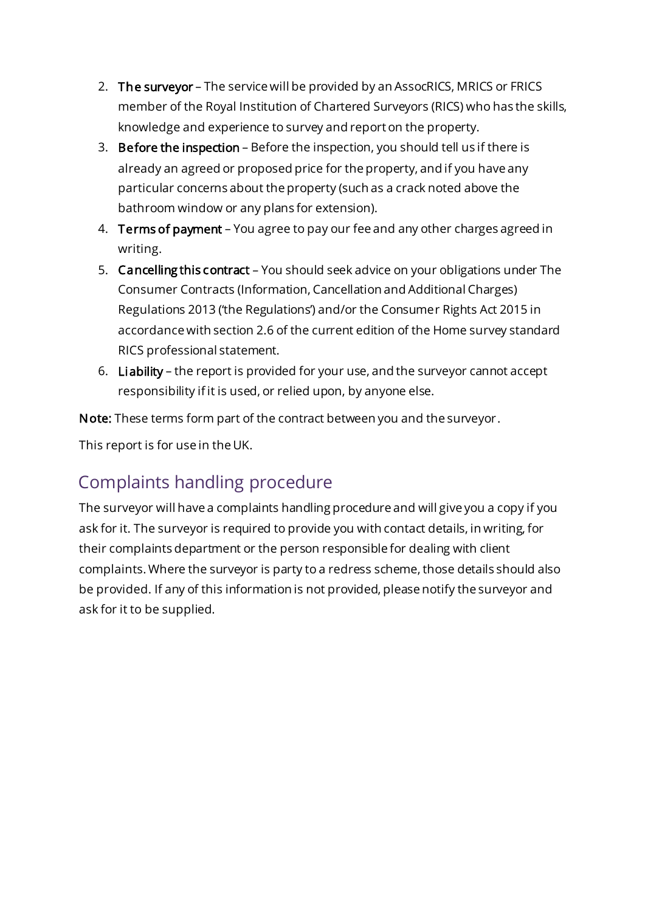2. **The surveyor** – The service will be provided by an AssocRICS, MRICS or FRICS member of the Royal Institution of Chartered Surveyors (RICS) who has the skills, knowledge and experience to survey and report on the property.
3. **Before the inspection** – Before the inspection, you should tell us if there is already an agreed or proposed price for the property, and if you have any particular concerns about the property (such as a crack noted above the bathroom window or any plans for extension).
4. **Terms of payment** – You agree to pay our fee and any other charges agreed in writing.
5. **Cancelling this contract** – You should seek advice on your obligations under The Consumer Contracts (Information, Cancellation and Additional Charges) Regulations 2013 ('the Regulations') and/or the Consumer Rights Act 2015 in accordance with section 2.6 of the current edition of the Home survey standard RICS professional statement.
6. **Liability** – the report is provided for your use, and the surveyor cannot accept responsibility if it is used, or relied upon, by anyone else.

**Note:** These terms form part of the contract between you and the surveyor.

This report is for use in the UK.

## Complaints handling procedure

The surveyor will have a complaints handling procedure and will give you a copy if you ask for it. The surveyor is required to provide you with contact details, in writing, for their complaints department or the person responsible for dealing with client complaints. Where the surveyor is party to a redress scheme, those details should also be provided. If any of this information is not provided, please notify the surveyor and ask for it to be supplied.